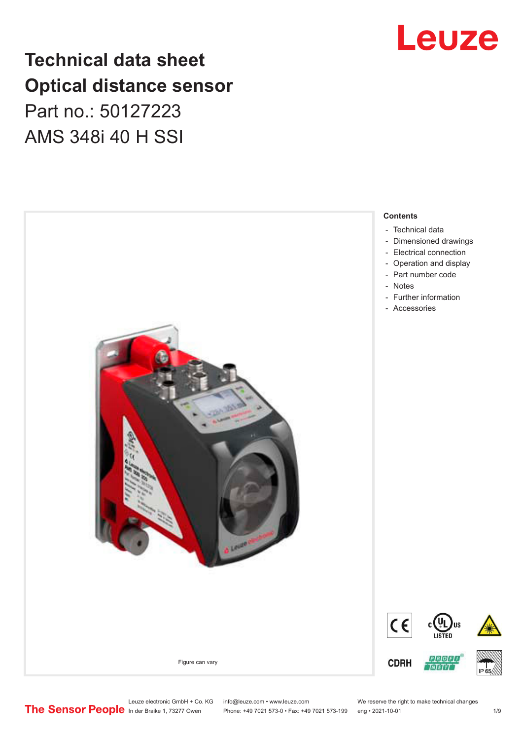# Technical data sheet
# Optical distance sensor

Part no.: 50127223

AMS 348i 40 H SSI

Figure can vary

**Contents**

- Technical data
- Dimensioned drawings
- Electrical connection
- Operation and display
- Part number code
- Notes
- Further information
- Accessories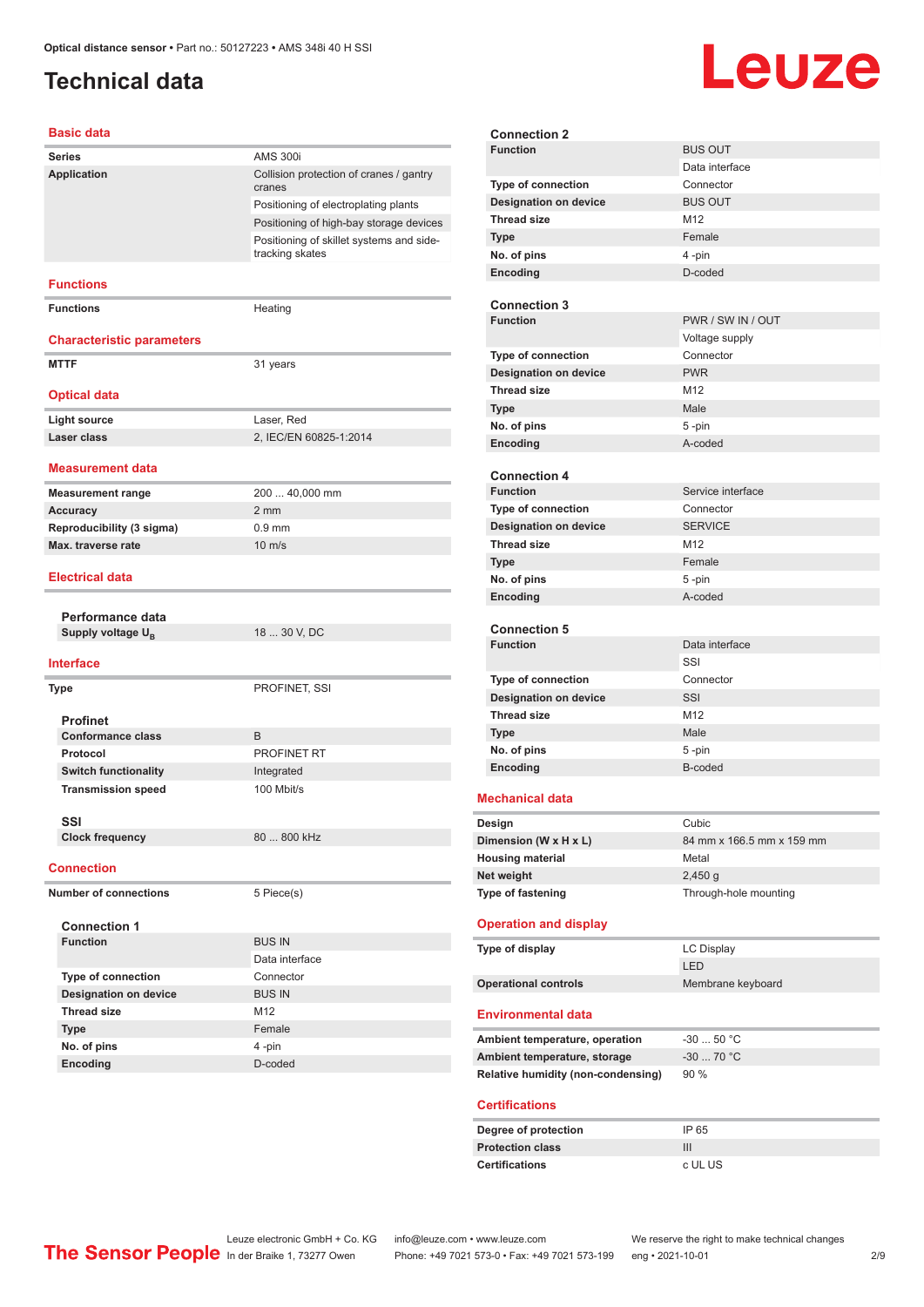# Technical data

## Basic data

| | |
|---|---|
| **Series** | AMS 300i |
| **Application** | Collision protection of cranes / gantry cranes |
| | Positioning of electroplating plants |
| | Positioning of high-bay storage devices |
| | Positioning of skillet systems and side-tracking skates |

## Functions

| | |
|---|---|
| **Functions** | Heating |

## Characteristic parameters

| | |
|---|---|
| **MTTF** | 31 years |

## Optical data

| | |
|---|---|
| **Light source** | Laser, Red |
| **Laser class** | 2, IEC/EN 60825-1:2014 |

## Measurement data

| | |
|---|---|
| **Measurement range** | 200 ... 40,000 mm |
| **Accuracy** | 2 mm |
| **Reproducibility (3 sigma)** | 0.9 mm |
| **Max. traverse rate** | 10 m/s |

## Electrical data

### Performance data

| | |
|---|---|
| **Supply voltage $U_B$** | 18 ... 30 V, DC |

## Interface

| | |
|---|---|
| **Type** | PROFINET, SSI |

### Profinet

| | |
|---|---|
| **Conformance class** | B |
| **Protocol** | PROFINET RT |
| **Switch functionality** | Integrated |
| **Transmission speed** | 100 Mbit/s |

### SSI

| | |
|---|---|
| **Clock frequency** | 80 ... 800 kHz |

## Connection

| | |
|---|---|
| **Number of connections** | 5 Piece(s) |

### Connection 1

| | |
|---|---|
| **Function** | BUS IN |
| | Data interface |
| **Type of connection** | Connector |
| **Designation on device** | BUS IN |
| **Thread size** | M12 |
| **Type** | Female |
| **No. of pins** | 4 -pin |
| **Encoding** | D-coded |

### Connection 2

| | |
|---|---|
| **Function** | BUS OUT |
| | Data interface |
| **Type of connection** | Connector |
| **Designation on device** | BUS OUT |
| **Thread size** | M12 |
| **Type** | Female |
| **No. of pins** | 4 -pin |
| **Encoding** | D-coded |

### Connection 3

| | |
|---|---|
| **Function** | PWR / SW IN / OUT |
| | Voltage supply |
| **Type of connection** | Connector |
| **Designation on device** | PWR |
| **Thread size** | M12 |
| **Type** | Male |
| **No. of pins** | 5 -pin |
| **Encoding** | A-coded |

### Connection 4

| | |
|---|---|
| **Function** | Service interface |
| **Type of connection** | Connector |
| **Designation on device** | SERVICE |
| **Thread size** | M12 |
| **Type** | Female |
| **No. of pins** | 5 -pin |
| **Encoding** | A-coded |

### Connection 5

| | |
|---|---|
| **Function** | Data interface |
| | SSI |
| **Type of connection** | Connector |
| **Designation on device** | SSI |
| **Thread size** | M12 |
| **Type** | Male |
| **No. of pins** | 5 -pin |
| **Encoding** | B-coded |

## Mechanical data

| | |
|---|---|
| **Design** | Cubic |
| **Dimension (W x H x L)** | 84 mm x 166.5 mm x 159 mm |
| **Housing material** | Metal |
| **Net weight** | 2,450 g |
| **Type of fastening** | Through-hole mounting |

## Operation and display

| | |
|---|---|
| **Type of display** | LC Display |
| | LED |
| **Operational controls** | Membrane keyboard |

## Environmental data

| | |
|---|---|
| **Ambient temperature, operation** | -30 ... 50 °C |
| **Ambient temperature, storage** | -30 ... 70 °C |
| **Relative humidity (non-condensing)** | 90 % |

## Certifications

| | |
|---|---|
| **Degree of protection** | IP 65 |
| **Protection class** | III |
| **Certifications** | c UL US |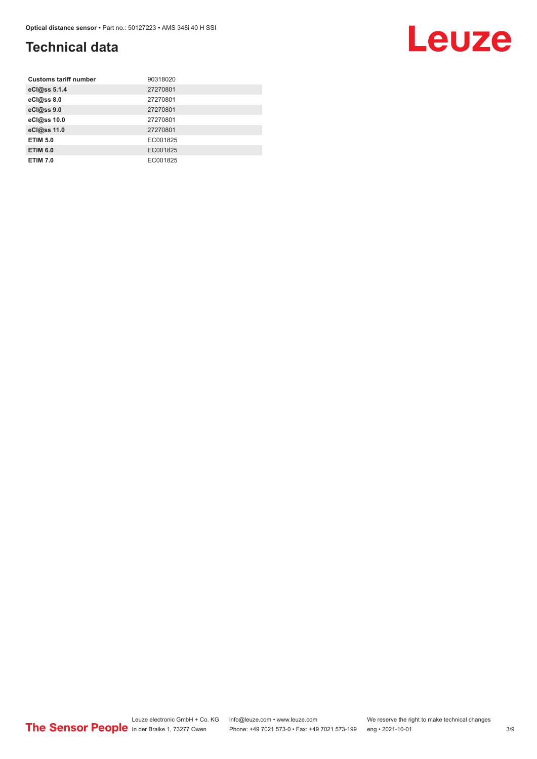# Technical data

| Customs tariff number | 90318020 |
|---|---|
| eCl@ss 5.1.4 | 27270801 |
| eCl@ss 8.0 | 27270801 |
| eCl@ss 9.0 | 27270801 |
| eCl@ss 10.0 | 27270801 |
| eCl@ss 11.0 | 27270801 |
| ETIM 5.0 | EC001825 |
| ETIM 6.0 | EC001825 |
| ETIM 7.0 | EC001825 |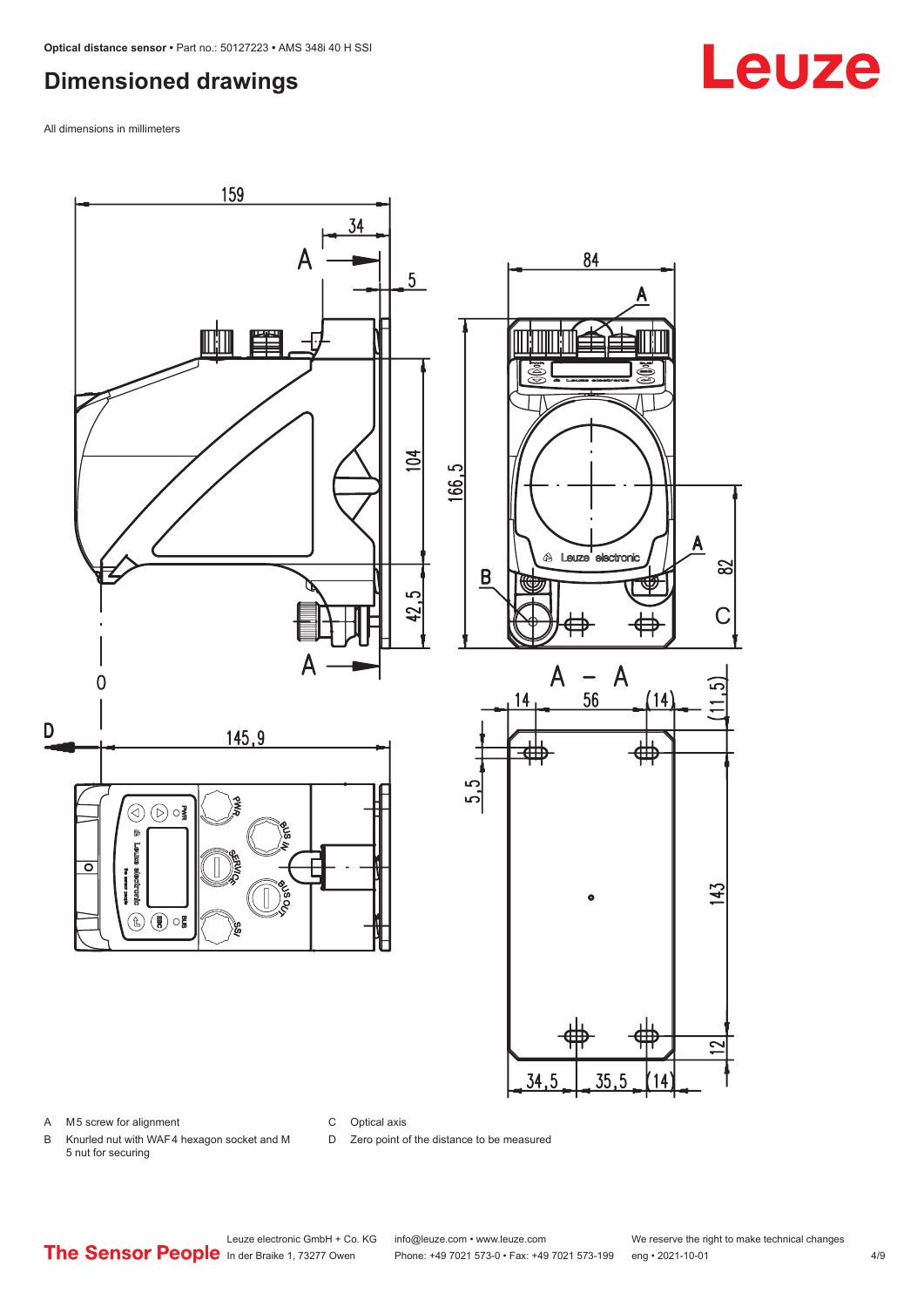## Dimensioned drawings

All dimensions in millimeters

A M5 screw for alignment

B Knurled nut with WAF4 hexagon socket and M 5 nut for securing

C Optical axis

D Zero point of the distance to be measured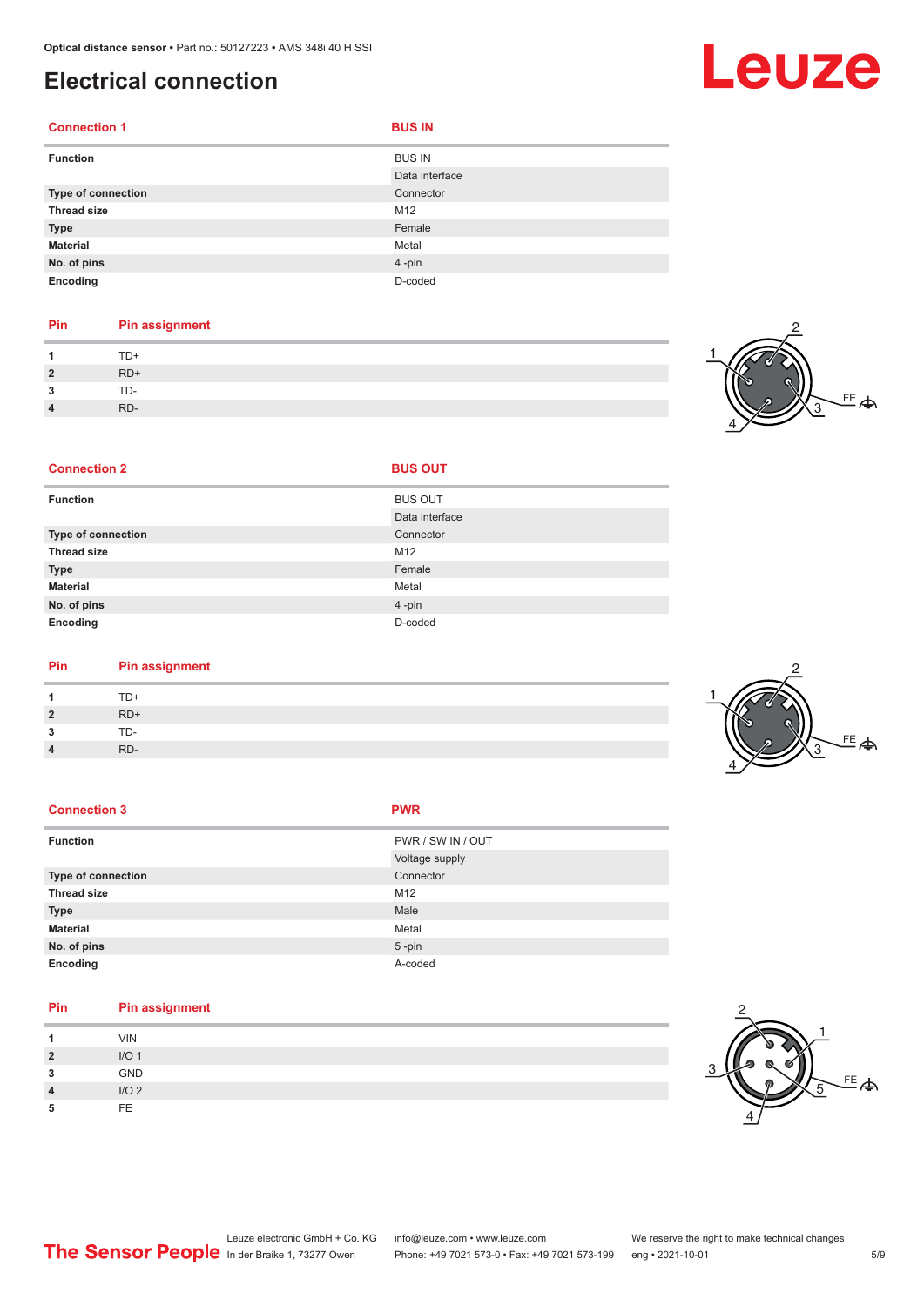# Electrical connection

| Connection 1 | BUS IN |
|---|---|
| **Function** | BUS IN |
| | Data interface |
| **Type of connection** | Connector |
| **Thread size** | M12 |
| **Type** | Female |
| **Material** | Metal |
| **No. of pins** | 4 -pin |
| **Encoding** | D-coded |

| Pin | Pin assignment |
|---|---|
| **1** | TD+ |
| **2** | RD+ |
| **3** | TD- |
| **4** | RD- |

| Connection 2 | BUS OUT |
|---|---|
| **Function** | BUS OUT |
| | Data interface |
| **Type of connection** | Connector |
| **Thread size** | M12 |
| **Type** | Female |
| **Material** | Metal |
| **No. of pins** | 4 -pin |
| **Encoding** | D-coded |

| Pin | Pin assignment |
|---|---|
| **1** | TD+ |
| **2** | RD+ |
| **3** | TD- |
| **4** | RD- |

| Connection 3 | PWR |
|---|---|
| **Function** | PWR / SW IN / OUT |
| | Voltage supply |
| **Type of connection** | Connector |
| **Thread size** | M12 |
| **Type** | Male |
| **Material** | Metal |
| **No. of pins** | 5 -pin |
| **Encoding** | A-coded |

| Pin | Pin assignment |
|---|---|
| **1** | VIN |
| **2** | I/O 1 |
| **3** | GND |
| **4** | I/O 2 |
| **5** | FE |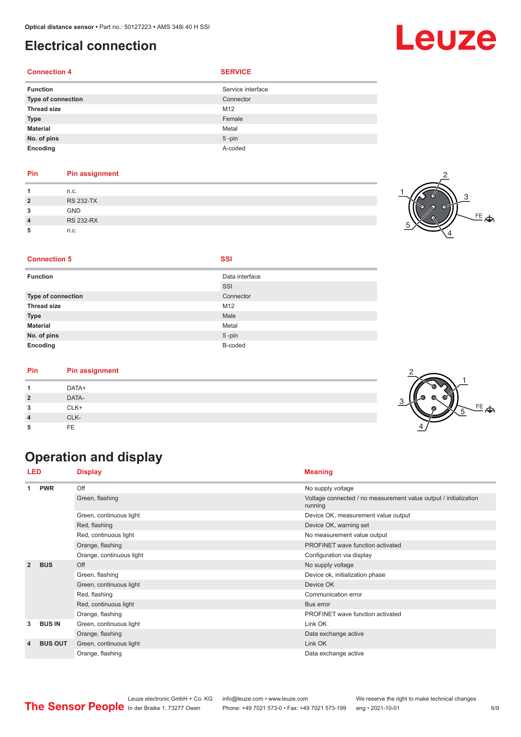# Electrical connection

| Connection 4 | SERVICE |
|---|---|
| **Function** | Service interface |
| **Type of connection** | Connector |
| **Thread size** | M12 |
| **Type** | Female |
| **Material** | Metal |
| **No. of pins** | 5 -pin |
| **Encoding** | A-coded |

| Pin | Pin assignment |
|---|---|
| **1** | n.c. |
| **2** | RS 232-TX |
| **3** | GND |
| **4** | RS 232-RX |
| **5** | n.c. |

| Connection 5 | SSI |
|---|---|
| **Function** | Data interface |
| | SSI |
| **Type of connection** | Connector |
| **Thread size** | M12 |
| **Type** | Male |
| **Material** | Metal |
| **No. of pins** | 5 -pin |
| **Encoding** | B-coded |

| Pin | Pin assignment |
|---|---|
| **1** | DATA+ |
| **2** | DATA- |
| **3** | CLK+ |
| **4** | CLK- |
| **5** | FE |

# Operation and display

| LED | | Display | Meaning |
|---|---|---|---|
| **1** | **PWR** | Off | No supply voltage |
| | | Green, flashing | Voltage connected / no measurement value output / initialization running |
| | | Green, continuous light | Device OK, measurement value output |
| | | Red, flashing | Device OK, warning set |
| | | Red, continuous light | No measurement value output |
| | | Orange, flashing | PROFINET wave function activated |
| | | Orange, continuous light | Configuration via display |
| **2** | **BUS** | Off | No supply voltage |
| | | Green, flashing | Device ok, initialization phase |
| | | Green, continuous light | Device OK |
| | | Red, flashing | Communication error |
| | | Red, continuous light | Bus error |
| | | Orange, flashing | PROFINET wave function activated |
| **3** | **BUS IN** | Green, continuous light | Link OK |
| | | Orange, flashing | Data exchange active |
| **4** | **BUS OUT** | Green, continuous light | Link OK |
| | | Orange, flashing | Data exchange active |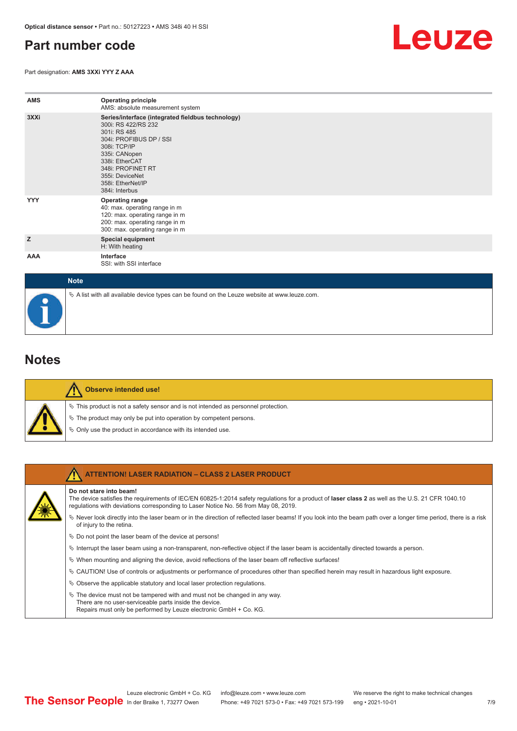## Part number code

Part designation: **AMS 3XXi YYY Z AAA**

| | |
|---|---|
| **AMS** | **Operating principle**<br>AMS: absolute measurement system |
| **3XXi** | **Series/interface (integrated fieldbus technology)**<br>300i: RS 422/RS 232<br>301i: RS 485<br>304i: PROFIBUS DP / SSI<br>308i: TCP/IP<br>335i: CANopen<br>338i: EtherCAT<br>348i: PROFINET RT<br>355i: DeviceNet<br>358i: EtherNet/IP<br>384i: Interbus |
| **YYY** | **Operating range**<br>40: max. operating range in m<br>120: max. operating range in m<br>200: max. operating range in m<br>300: max. operating range in m |
| **Z** | **Special equipment**<br>H: With heating |
| **AAA** | **Interface**<br>SSI: with SSI interface |

**Note**

- A list with all available device types can be found on the Leuze website at www.leuze.com.

## Notes

**Observe intended use!**

- This product is not a safety sensor and is not intended as personnel protection.
- The product may only be put into operation by competent persons.
- Only use the product in accordance with its intended use.

**ATTENTION! LASER RADIATION – CLASS 2 LASER PRODUCT**

**Do not stare into beam!**
The device satisfies the requirements of IEC/EN 60825-1:2014 safety regulations for a product of **laser class 2** as well as the U.S. 21 CFR 1040.10 regulations with deviations corresponding to Laser Notice No. 56 from May 08, 2019.

- Never look directly into the laser beam or in the direction of reflected laser beams! If you look into the beam path over a longer time period, there is a risk of injury to the retina.
- Do not point the laser beam of the device at persons!
- Interrupt the laser beam using a non-transparent, non-reflective object if the laser beam is accidentally directed towards a person.
- When mounting and aligning the device, avoid reflections of the laser beam off reflective surfaces!
- CAUTION! Use of controls or adjustments or performance of procedures other than specified herein may result in hazardous light exposure.
- Observe the applicable statutory and local laser protection regulations.
- The device must not be tampered with and must not be changed in any way.
  There are no user-serviceable parts inside the device.
  Repairs must only be performed by Leuze electronic GmbH + Co. KG.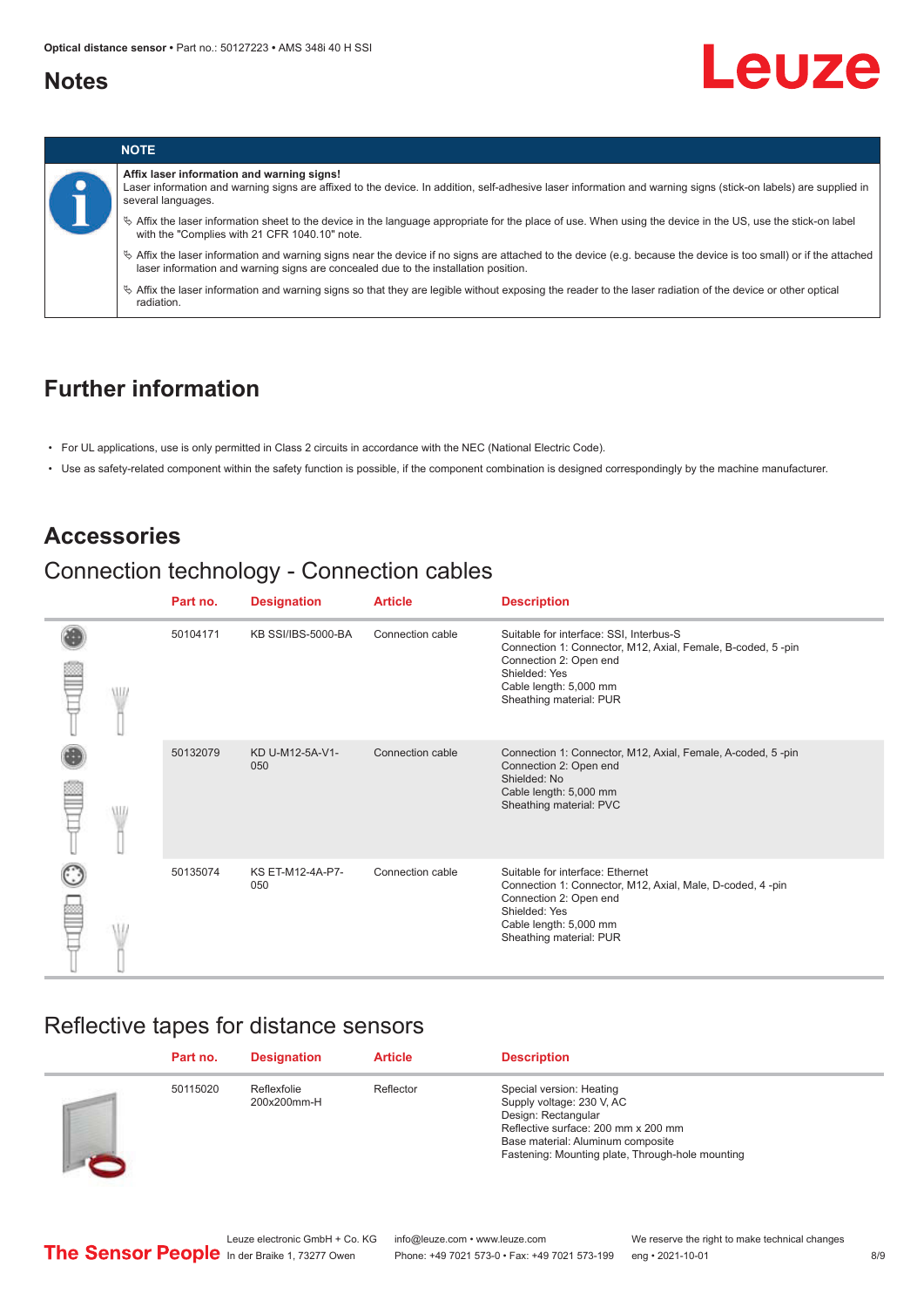## Notes

| NOTE |
|---|
| **Affix laser information and warning signs!**<br>Laser information and warning signs are affixed to the device. In addition, self-adhesive laser information and warning signs (stick-on labels) are supplied in several languages.<br>✎ Affix the laser information sheet to the device in the language appropriate for the place of use. When using the device in the US, use the stick-on label with the "Complies with 21 CFR 1040.10" note.<br>✎ Affix the laser information and warning signs near the device if no signs are attached to the device (e.g. because the device is too small) or if the attached laser information and warning signs are concealed due to the installation position.<br>✎ Affix the laser information and warning signs so that they are legible without exposing the reader to the laser radiation of the device or other optical radiation. |

## Further information

- For UL applications, use is only permitted in Class 2 circuits in accordance with the NEC (National Electric Code).
- Use as safety-related component within the safety function is possible, if the component combination is designed correspondingly by the machine manufacturer.

## Accessories

### Connection technology - Connection cables

| Part no. | Designation | Article | Description |
|---|---|---|---|
| 50104171 | KB SSI/IBS-5000-BA | Connection cable | Suitable for interface: SSI, Interbus-S<br>Connection 1: Connector, M12, Axial, Female, B-coded, 5 -pin<br>Connection 2: Open end<br>Shielded: Yes<br>Cable length: 5,000 mm<br>Sheathing material: PUR |
| 50132079 | KD U-M12-5A-V1-050 | Connection cable | Connection 1: Connector, M12, Axial, Female, A-coded, 5 -pin<br>Connection 2: Open end<br>Shielded: No<br>Cable length: 5,000 mm<br>Sheathing material: PVC |
| 50135074 | KS ET-M12-4A-P7-050 | Connection cable | Suitable for interface: Ethernet<br>Connection 1: Connector, M12, Axial, Male, D-coded, 4 -pin<br>Connection 2: Open end<br>Shielded: Yes<br>Cable length: 5,000 mm<br>Sheathing material: PUR |

### Reflective tapes for distance sensors

| Part no. | Designation | Article | Description |
|---|---|---|---|
| 50115020 | Reflexfolie 200x200mm-H | Reflector | Special version: Heating<br>Supply voltage: 230 V, AC<br>Design: Rectangular<br>Reflective surface: 200 mm x 200 mm<br>Base material: Aluminum composite<br>Fastening: Mounting plate, Through-hole mounting |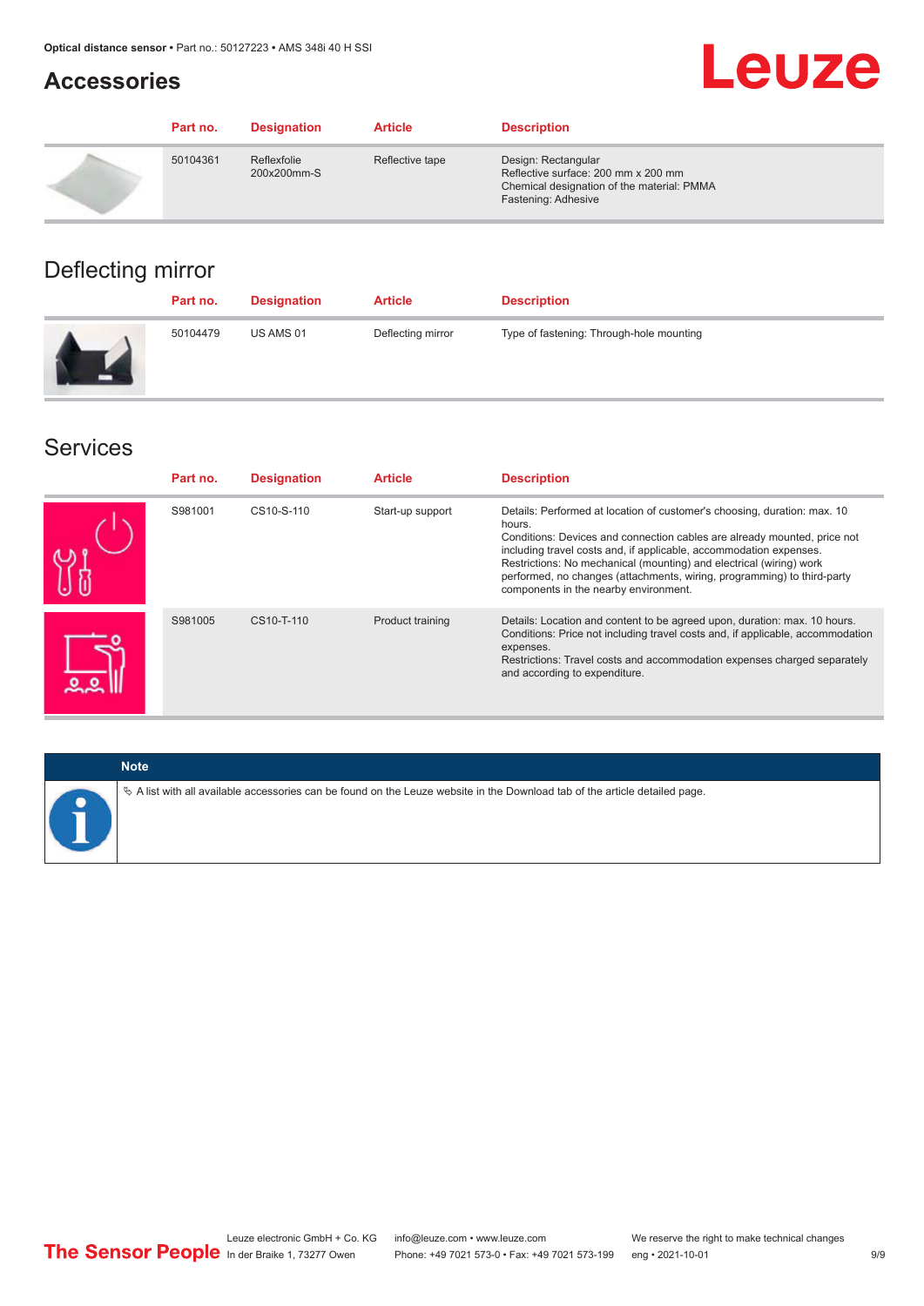## Accessories

| | Part no. | Designation | Article | Description |
|---|---|---|---|---|
| | 50104361 | Reflexfolie 200x200mm-S | Reflective tape | Design: Rectangular<br>Reflective surface: 200 mm x 200 mm<br>Chemical designation of the material: PMMA<br>Fastening: Adhesive |

## Deflecting mirror

| | Part no. | Designation | Article | Description |
|---|---|---|---|---|
| | 50104479 | US AMS 01 | Deflecting mirror | Type of fastening: Through-hole mounting |

## Services

| | Part no. | Designation | Article | Description |
|---|---|---|---|---|
| | S981001 | CS10-S-110 | Start-up support | Details: Performed at location of customer's choosing, duration: max. 10 hours.<br>Conditions: Devices and connection cables are already mounted, price not including travel costs and, if applicable, accommodation expenses.<br>Restrictions: No mechanical (mounting) and electrical (wiring) work performed, no changes (attachments, wiring, programming) to third-party components in the nearby environment. |
| | S981005 | CS10-T-110 | Product training | Details: Location and content to be agreed upon, duration: max. 10 hours.<br>Conditions: Price not including travel costs and, if applicable, accommodation expenses.<br>Restrictions: Travel costs and accommodation expenses charged separately and according to expenditure. |

**Note**

↳ A list with all available accessories can be found on the Leuze website in the Download tab of the article detailed page.